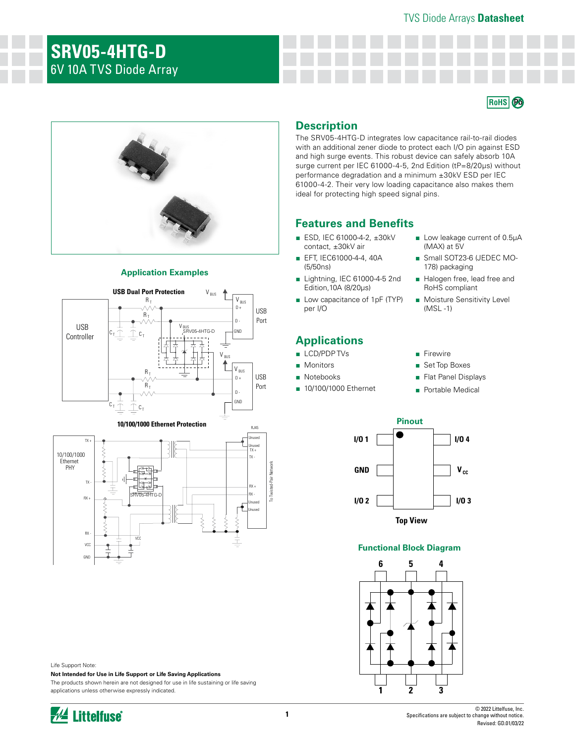# SRV05-4HTG-D

6V 10A TVS Diode Array

## Description

The SRV05-4HTG-D integrates low capacitance rail-to-rail diodes with an additional zener diode to protect each I/O pin against ESD and high surge events. This robust device can safely absorb 10A surge current per IEC 61000-4-5, 2nd Edition (tP=8/20μs) without performance degradation and a minimum ±30kV ESD per IEC 61000-4-2. Their very low loading capacitance also makes them ideal for protecting high speed signal pins.

## Features and Benefits

- ESD, IEC 61000-4-2, ±30kV contact, ±30kV air
- EFT, IEC61000-4-4, 40A (5/50ns)
- Lightning, IEC 61000-4-5 2nd Edition,10A (8/20μs)
- Low capacitance of 1pF (TYP) per I/O
- Low leakage current of 0.5μA (MAX) at 5V
- Small SOT23-6 (JEDEC MO-178) packaging
- Halogen free, lead free and RoHS compliant
- Moisture Sensitivity Level (MSL -1)

## Applications

- LCD/PDP TVs
- Monitors
- Notebooks
- 10/100/1000 Ethernet
- Firewire
- Set Top Boxes
- Flat Panel Displays
- Portable Medical

### Application Examples

USB Dual Port Protection

10/100/1000 Ethernet Protection

### Pinout

Top View

### Functional Block Diagram

Life Support Note:

**Not Intended for Use in Life Support or Life Saving Applications**

The products shown herein are not designed for use in life sustaining or life saving applications unless otherwise expressly indicated.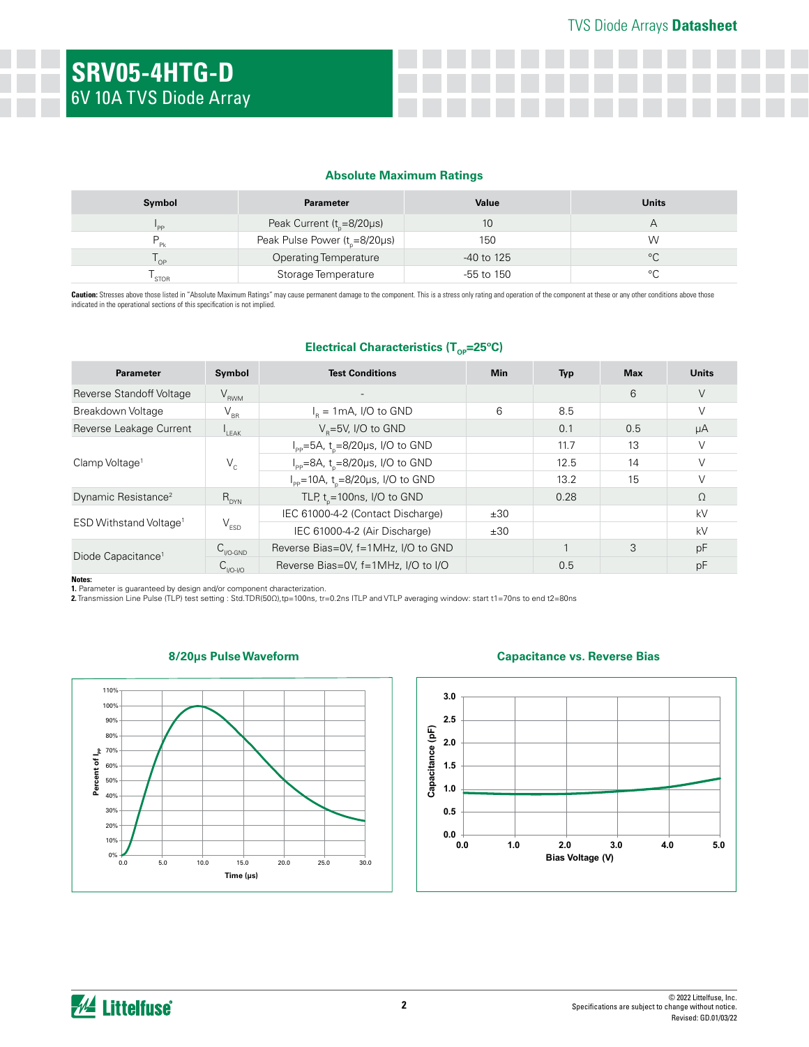# SRV05-4HTG-D

6V 10A TVS Diode Array

## Absolute Maximum Ratings

| Symbol | Parameter | Value | Units |
|---|---|---|---|
| $I_{PP}$ | Peak Current ($t_p$=8/20μs) | 10 | A |
| $P_{Pk}$ | Peak Pulse Power ($t_p$=8/20μs) | 150 | W |
| $T_{OP}$ | Operating Temperature | -40 to 125 | °C |
| $T_{STOR}$ | Storage Temperature | -55 to 150 | °C |

**Caution:** Stresses above those listed in "Absolute Maximum Ratings" may cause permanent damage to the component. This is a stress only rating and operation of the component at these or any other conditions above those indicated in the operational sections of this specification is not implied.

## Electrical Characteristics ($T_{OP}$=25°C)

| Parameter | Symbol | Test Conditions | Min | Typ | Max | Units |
|---|---|---|---|---|---|---|
| Reverse Standoff Voltage | $V_{RWM}$ | - | | | 6 | V |
| Breakdown Voltage | $V_{BR}$ | $I_R$ = 1mA, I/O to GND | 6 | 8.5 | | V |
| Reverse Leakage Current | $I_{LEAK}$ | $V_R$=5V, I/O to GND | | 0.1 | 0.5 | μA |
| Clamp Voltage[1] | $V_C$ | $I_{PP}$=5A, $t_p$=8/20μs, I/O to GND | | 11.7 | 13 | V |
| | | $I_{PP}$=8A, $t_p$=8/20μs, I/O to GND | | 12.5 | 14 | V |
| | | $I_{PP}$=10A, $t_p$=8/20μs, I/O to GND | | 13.2 | 15 | V |
| Dynamic Resistance[2] | $R_{DYN}$ | TLP, $t_p$=100ns, I/O to GND | | 0.28 | | Ω |
| ESD Withstand Voltage[1] | $V_{ESD}$ | IEC 61000-4-2 (Contact Discharge) | ±30 | | | kV |
| | | IEC 61000-4-2 (Air Discharge) | ±30 | | | kV |
| Diode Capacitance[1] | $C_{I/O-GND}$ | Reverse Bias=0V, f=1MHz, I/O to GND | | 1 | 3 | pF |
| | $C_{I/O-I/O}$ | Reverse Bias=0V, f=1MHz, I/O to I/O | | 0.5 | | pF |

**Notes:**

**1.** Parameter is guaranteed by design and/or component characterization.

**2.** Transmission Line Pulse (TLP) test setting : Std.TDR(50Ω),tp=100ns, tr=0.2ns ITLP and VTLP averaging window: start t1=70ns to end t2=80ns

## 8/20μs Pulse Waveform

## Capacitance vs. Reverse Bias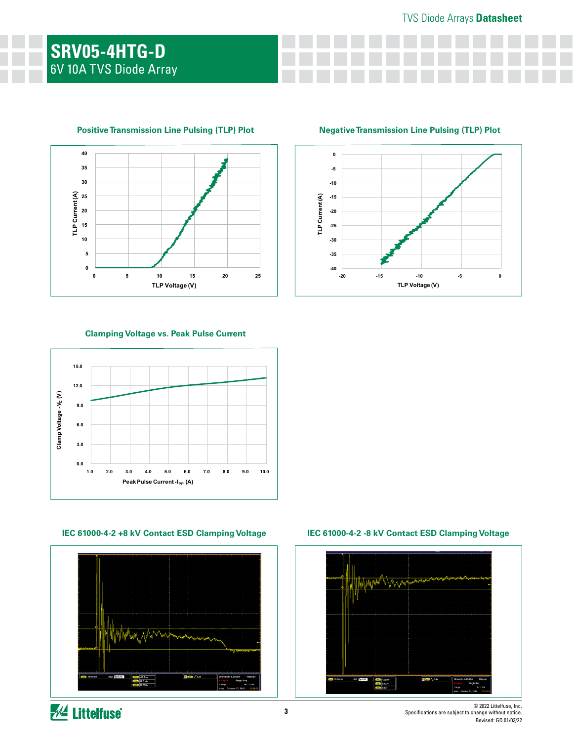## Positive Transmission Line Pulsing (TLP) Plot

TLP Current (A) vs. TLP Voltage (V)

## Negative Transmission Line Pulsing (TLP) Plot

TLP Current (A) vs. TLP Voltage (V)

## Clamping Voltage vs. Peak Pulse Current

Clamp Voltage -$V_C$ (V) vs. Peak Pulse Current -$I_{PP}$ (A)

## IEC 61000-4-2 +8 kV Contact ESD Clamping Voltage

## IEC 61000-4-2 -8 kV Contact ESD Clamping Voltage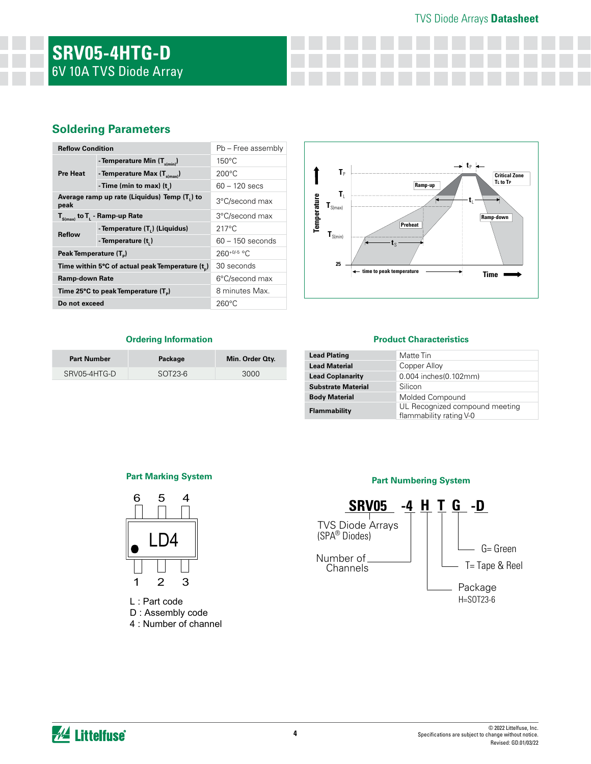# SRV05-4HTG-D
6V 10A TVS Diode Array

## Soldering Parameters

| Reflow Condition | | Pb – Free assembly |
|---|---|---|
| Pre Heat | - Temperature Min ($T_{s(min)}$) | 150°C |
| | - Temperature Max ($T_{s(max)}$) | 200°C |
| | - Time (min to max) ($t_s$) | 60 – 120 secs |
| Average ramp up rate (Liquidus) Temp ($T_L$) to peak | | 3°C/second max |
| $T_{S(max)}$ to $T_L$ - Ramp-up Rate | | 3°C/second max |
| Reflow | - Temperature ($T_L$) (Liquidus) | 217°C |
| | - Temperature ($t_L$) | 60 – 150 seconds |
| Peak Temperature ($T_P$) | | $260^{+0/-5}$ °C |
| Time within 5°C of actual peak Temperature ($t_p$) | | 30 seconds |
| Ramp-down Rate | | 6°C/second max |
| Time 25°C to peak Temperature ($T_P$) | | 8 minutes Max. |
| Do not exceed | | 260°C |

## Ordering Information

| Part Number | Package | Min. Order Qty. |
|---|---|---|
| SRV05-4HTG-D | SOT23-6 | 3000 |

## Product Characteristics

| | |
|---|---|
| Lead Plating | Matte Tin |
| Lead Material | Copper Alloy |
| Lead Coplanarity | 0.004 inches(0.102mm) |
| Substrate Material | Silicon |
| Body Material | Molded Compound |
| Flammability | UL Recognized compound meeting flammability rating V-0 |

## Part Marking System

L : Part code
D : Assembly code
4 : Number of channel

## Part Numbering System

**SRV05 -4 H T G -D**

- SRV05: TVS Diode Arrays (SPA® Diodes)
- -4: Number of Channels
- H: Package, H=SOT23-6
- T: T= Tape & Reel
- G: G= Green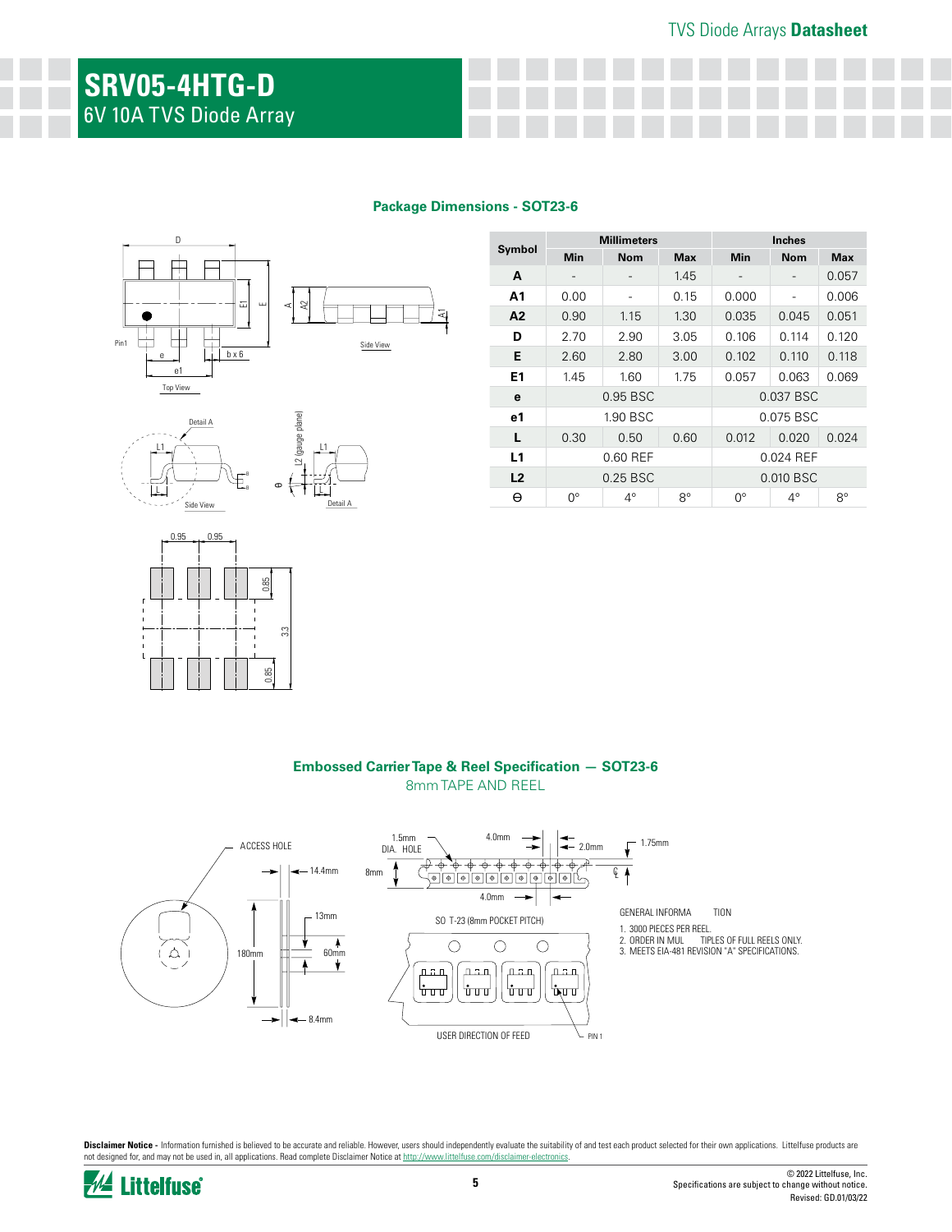# SRV05-4HTG-D
6V 10A TVS Diode Array

## Package Dimensions - SOT23-6

D
E1
E
A
A2
A1
Pin1
e
b x 6
e1
Top View
Side View
Detail A
L1
L
Side View
L2 (gauge plane)
θ
Detail A

0.95
0.95
0.85
3.3
0.85

| Symbol | Millimeters | | | Inches | | |
|---|---|---|---|---|---|---|
| | Min | Nom | Max | Min | Nom | Max |
| **A** | - | - | 1.45 | - | - | 0.057 |
| **A1** | 0.00 | - | 0.15 | 0.000 | - | 0.006 |
| **A2** | 0.90 | 1.15 | 1.30 | 0.035 | 0.045 | 0.051 |
| **D** | 2.70 | 2.90 | 3.05 | 0.106 | 0.114 | 0.120 |
| **E** | 2.60 | 2.80 | 3.00 | 0.102 | 0.110 | 0.118 |
| **E1** | 1.45 | 1.60 | 1.75 | 0.057 | 0.063 | 0.069 |
| **e** | | 0.95 BSC | | | 0.037 BSC | |
| **e1** | | 1.90 BSC | | | 0.075 BSC | |
| **L** | 0.30 | 0.50 | 0.60 | 0.012 | 0.020 | 0.024 |
| **L1** | | 0.60 REF | | | 0.024 REF | |
| **L2** | | 0.25 BSC | | | 0.010 BSC | |
| **Θ** | 0° | 4° | 8° | 0° | 4° | 8° |

## Embossed Carrier Tape & Reel Specification — SOT23-6

8mm TAPE AND REEL

ACCESS HOLE
14.4mm
13mm
180mm
60mm
8.4mm
1.5mm DIA. HOLE
4.0mm
2.0mm
1.75mm
8mm
4.0mm
SO T-23 (8mm POCKET PITCH)
USER DIRECTION OF FEED
PIN 1

GENERAL INFORMA TION

1. 3000 PIECES PER REEL.
2. ORDER IN MUL TIPLES OF FULL REELS ONLY.
3. MEETS EIA-481 REVISION "A" SPECIFICATIONS.

**Disclaimer Notice -** Information furnished is believed to be accurate and reliable. However, users should independently evaluate the suitability of and test each product selected for their own applications. Littelfuse products are not designed for, and may not be used in, all applications. Read complete Disclaimer Notice at http://www.littelfuse.com/disclaimer-electronics.

© 2022 Littelfuse, Inc.
Specifications are subject to change without notice.
Revised: GD.01/03/22